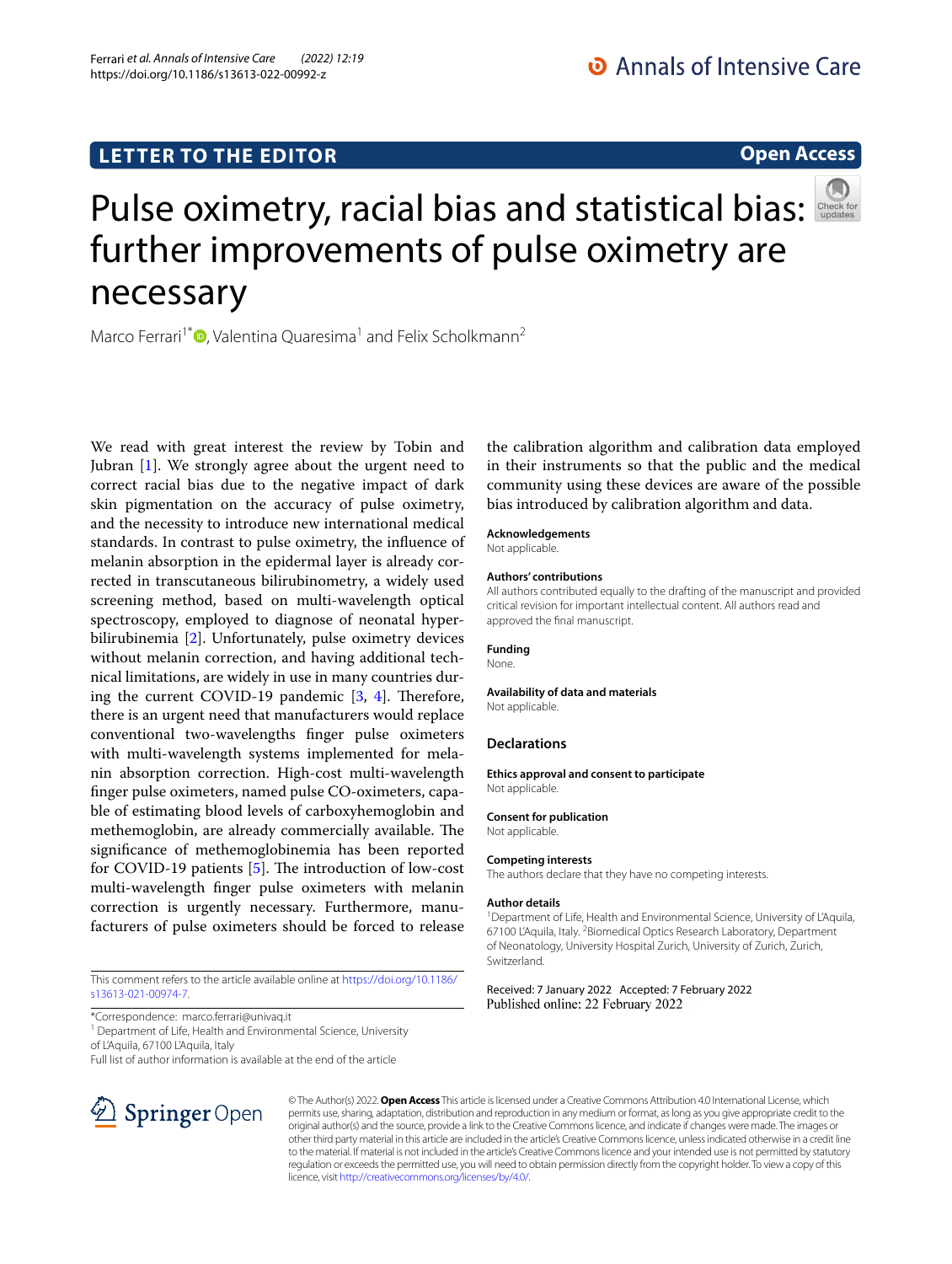LETTER TO THE EDITOR

Open Access

# Pulse oximetry, racial bias and statistical bias: further improvements of pulse oximetry are necessary

Marco Ferrari[1*], Valentina Quaresima[1] and Felix Scholkmann[2]

We read with great interest the review by Tobin and Jubran [1]. We strongly agree about the urgent need to correct racial bias due to the negative impact of dark skin pigmentation on the accuracy of pulse oximetry, and the necessity to introduce new international medical standards. In contrast to pulse oximetry, the influence of melanin absorption in the epidermal layer is already corrected in transcutaneous bilirubinometry, a widely used screening method, based on multi-wavelength optical spectroscopy, employed to diagnose of neonatal hyperbilirubinemia [2]. Unfortunately, pulse oximetry devices without melanin correction, and having additional technical limitations, are widely in use in many countries during the current COVID-19 pandemic [3, 4]. Therefore, there is an urgent need that manufacturers would replace conventional two-wavelengths finger pulse oximeters with multi-wavelength systems implemented for melanin absorption correction. High-cost multi-wavelength finger pulse oximeters, named pulse CO-oximeters, capable of estimating blood levels of carboxyhemoglobin and methemoglobin, are already commercially available. The significance of methemoglobinemia has been reported for COVID-19 patients [5]. The introduction of low-cost multi-wavelength finger pulse oximeters with melanin correction is urgently necessary. Furthermore, manufacturers of pulse oximeters should be forced to release the calibration algorithm and calibration data employed in their instruments so that the public and the medical community using these devices are aware of the possible bias introduced by calibration algorithm and data.

This comment refers to the article available online at https://doi.org/10.1186/s13613-021-00974-7.

*Correspondence: marco.ferrari@univaq.it

[1] Department of Life, Health and Environmental Science, University of L'Aquila, 67100 L'Aquila, Italy

Full list of author information is available at the end of the article

**Acknowledgements**

Not applicable.

**Authors' contributions**

All authors contributed equally to the drafting of the manuscript and provided critical revision for important intellectual content. All authors read and approved the final manuscript.

**Funding**

None.

**Availability of data and materials**

Not applicable.

## Declarations

**Ethics approval and consent to participate**

Not applicable.

**Consent for publication**

Not applicable.

**Competing interests**

The authors declare that they have no competing interests.

**Author details**

[1] Department of Life, Health and Environmental Science, University of L'Aquila, 67100 L'Aquila, Italy. [2] Biomedical Optics Research Laboratory, Department of Neonatology, University Hospital Zurich, University of Zurich, Zurich, Switzerland.

Received: 7 January 2022 Accepted: 7 February 2022
Published online: 22 February 2022

© The Author(s) 2022. **Open Access** This article is licensed under a Creative Commons Attribution 4.0 International License, which permits use, sharing, adaptation, distribution and reproduction in any medium or format, as long as you give appropriate credit to the original author(s) and the source, provide a link to the Creative Commons licence, and indicate if changes were made. The images or other third party material in this article are included in the article's Creative Commons licence, unless indicated otherwise in a credit line to the material. If material is not included in the article's Creative Commons licence and your intended use is not permitted by statutory regulation or exceeds the permitted use, you will need to obtain permission directly from the copyright holder. To view a copy of this licence, visit http://creativecommons.org/licenses/by/4.0/.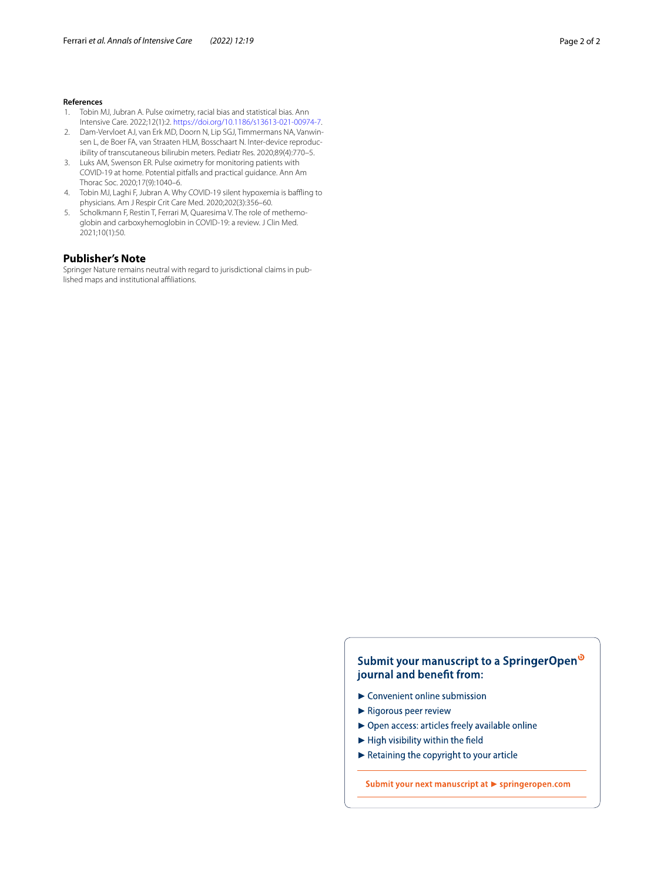### References

1. Tobin MJ, Jubran A. Pulse oximetry, racial bias and statistical bias. Ann Intensive Care. 2022;12(1):2. https://doi.org/10.1186/s13613-021-00974-7.
2. Dam-Vervloet AJ, van Erk MD, Doorn N, Lip SGJ, Timmermans NA, Vanwinsen L, de Boer FA, van Straaten HLM, Bosschaart N. Inter-device reproducibility of transcutaneous bilirubin meters. Pediatr Res. 2020;89(4):770–5.
3. Luks AM, Swenson ER. Pulse oximetry for monitoring patients with COVID-19 at home. Potential pitfalls and practical guidance. Ann Am Thorac Soc. 2020;17(9):1040–6.
4. Tobin MJ, Laghi F, Jubran A. Why COVID-19 silent hypoxemia is baffling to physicians. Am J Respir Crit Care Med. 2020;202(3):356–60.
5. Scholkmann F, Restin T, Ferrari M, Quaresima V. The role of methemoglobin and carboxyhemoglobin in COVID-19: a review. J Clin Med. 2021;10(1):50.

## Publisher's Note

Springer Nature remains neutral with regard to jurisdictional claims in published maps and institutional affiliations.

**Submit your manuscript to a SpringerOpen journal and benefit from:**

- ► Convenient online submission
- ► Rigorous peer review
- ► Open access: articles freely available online
- ► High visibility within the field
- ► Retaining the copyright to your article

**Submit your next manuscript at ► springeropen.com**